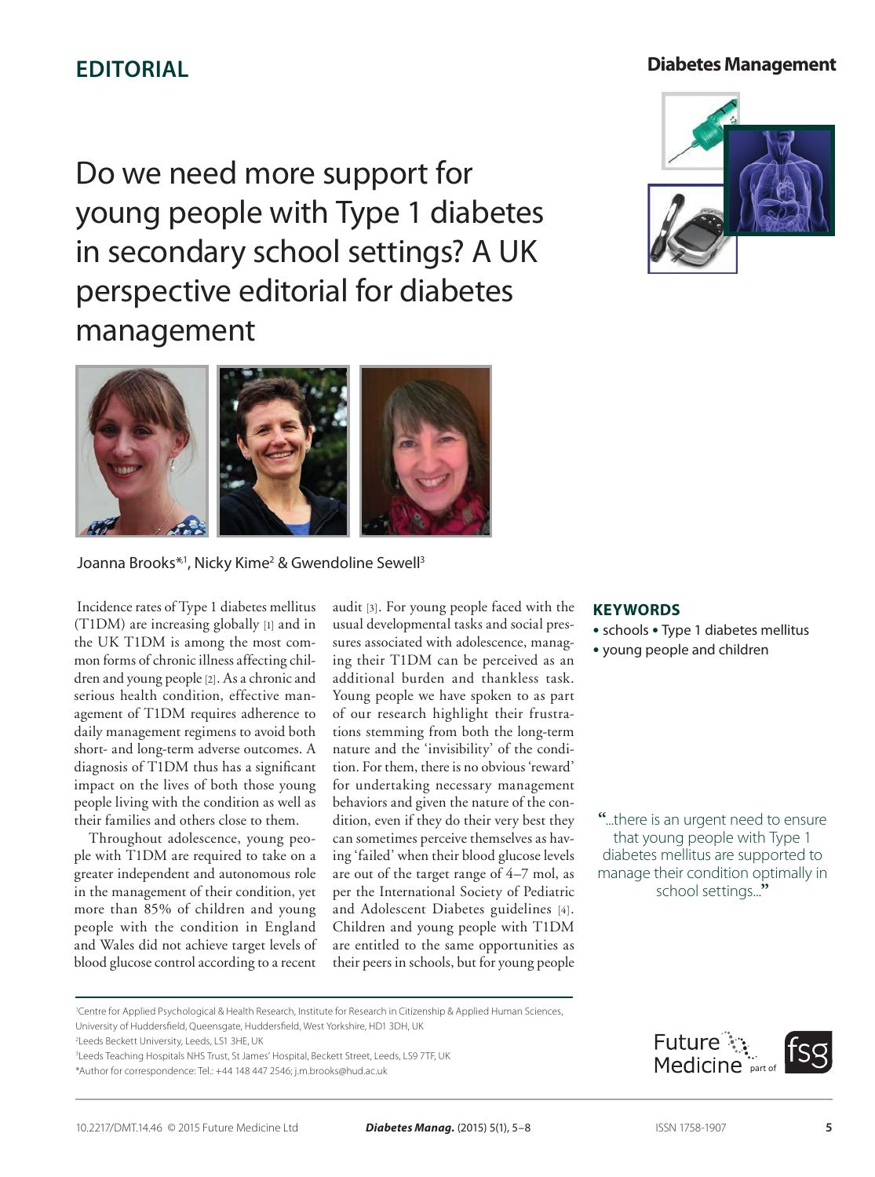EDITORIAL

# Do we need more support for young people with Type 1 diabetes in secondary school settings? A UK perspective editorial for diabetes management

Joanna Brooks*[1], Nicky Kime[2] & Gwendoline Sewell[3]

Incidence rates of Type 1 diabetes mellitus (T1DM) are increasing globally [1] and in the UK T1DM is among the most common forms of chronic illness affecting children and young people [2]. As a chronic and serious health condition, effective management of T1DM requires adherence to daily management regimens to avoid both short- and long-term adverse outcomes. A diagnosis of T1DM thus has a significant impact on the lives of both those young people living with the condition as well as their families and others close to them.

Throughout adolescence, young people with T1DM are required to take on a greater independent and autonomous role in the management of their condition, yet more than 85% of children and young people with the condition in England and Wales did not achieve target levels of blood glucose control according to a recent audit [3]. For young people faced with the usual developmental tasks and social pressures associated with adolescence, managing their T1DM can be perceived as an additional burden and thankless task. Young people we have spoken to as part of our research highlight their frustrations stemming from both the long-term nature and the 'invisibility' of the condition. For them, there is no obvious 'reward' for undertaking necessary management behaviors and given the nature of the condition, even if they do their very best they can sometimes perceive themselves as having 'failed' when their blood glucose levels are out of the target range of 4–7 mol, as per the International Society of Pediatric and Adolescent Diabetes guidelines [4]. Children and young people with T1DM are entitled to the same opportunities as their peers in schools, but for young people

**KEYWORDS**

- schools • Type 1 diabetes mellitus
- young people and children

"...there is an urgent need to ensure that young people with Type 1 diabetes mellitus are supported to manage their condition optimally in school settings..."

[1]Centre for Applied Psychological & Health Research, Institute for Research in Citizenship & Applied Human Sciences, University of Huddersfield, Queensgate, Huddersfield, West Yorkshire, HD1 3DH, UK

[2]Leeds Beckett University, Leeds, LS1 3HE, UK

[3]Leeds Teaching Hospitals NHS Trust, St James' Hospital, Beckett Street, Leeds, LS9 7TF, UK

*Author for correspondence: Tel.: +44 148 447 2546; j.m.brooks@hud.ac.uk

10.2217/DMT.14.46 © 2015 Future Medicine Ltd

ISSN 1758-1907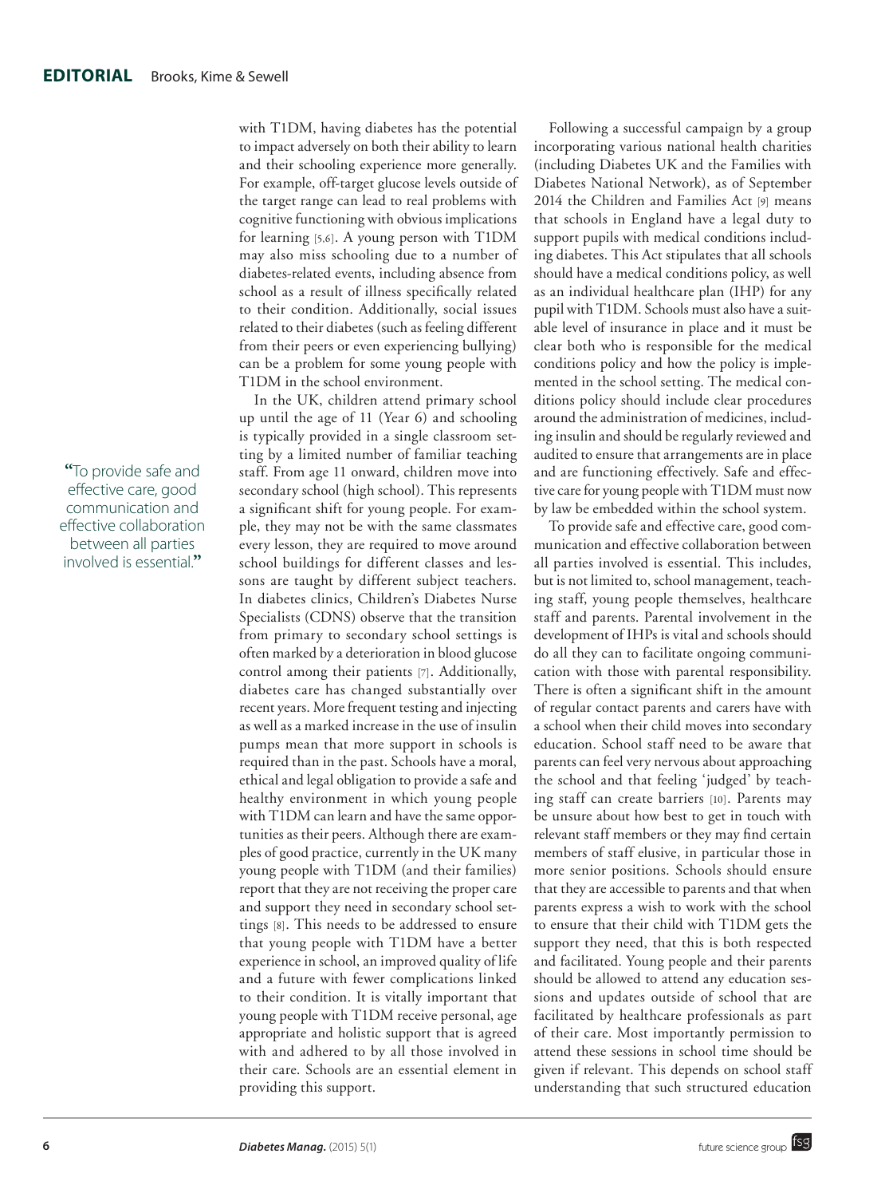with T1DM, having diabetes has the potential to impact adversely on both their ability to learn and their schooling experience more generally. For example, off-target glucose levels outside of the target range can lead to real problems with cognitive functioning with obvious implications for learning [5,6]. A young person with T1DM may also miss schooling due to a number of diabetes-related events, including absence from school as a result of illness specifically related to their condition. Additionally, social issues related to their diabetes (such as feeling different from their peers or even experiencing bullying) can be a problem for some young people with T1DM in the school environment.

In the UK, children attend primary school up until the age of 11 (Year 6) and schooling is typically provided in a single classroom setting by a limited number of familiar teaching staff. From age 11 onward, children move into secondary school (high school). This represents a significant shift for young people. For example, they may not be with the same classmates every lesson, they are required to move around school buildings for different classes and lessons are taught by different subject teachers. In diabetes clinics, Children's Diabetes Nurse Specialists (CDNS) observe that the transition from primary to secondary school settings is often marked by a deterioration in blood glucose control among their patients [7]. Additionally, diabetes care has changed substantially over recent years. More frequent testing and injecting as well as a marked increase in the use of insulin pumps mean that more support in schools is required than in the past. Schools have a moral, ethical and legal obligation to provide a safe and healthy environment in which young people with T1DM can learn and have the same opportunities as their peers. Although there are examples of good practice, currently in the UK many young people with T1DM (and their families) report that they are not receiving the proper care and support they need in secondary school settings [8]. This needs to be addressed to ensure that young people with T1DM have a better experience in school, an improved quality of life and a future with fewer complications linked to their condition. It is vitally important that young people with T1DM receive personal, age appropriate and holistic support that is agreed with and adhered to by all those involved in their care. Schools are an essential element in providing this support.

Following a successful campaign by a group incorporating various national health charities (including Diabetes UK and the Families with Diabetes National Network), as of September 2014 the Children and Families Act [9] means that schools in England have a legal duty to support pupils with medical conditions including diabetes. This Act stipulates that all schools should have a medical conditions policy, as well as an individual healthcare plan (IHP) for any pupil with T1DM. Schools must also have a suitable level of insurance in place and it must be clear both who is responsible for the medical conditions policy and how the policy is implemented in the school setting. The medical conditions policy should include clear procedures around the administration of medicines, including insulin and should be regularly reviewed and audited to ensure that arrangements are in place and are functioning effectively. Safe and effective care for young people with T1DM must now by law be embedded within the school system.

> "To provide safe and effective care, good communication and effective collaboration between all parties involved is essential."

To provide safe and effective care, good communication and effective collaboration between all parties involved is essential. This includes, but is not limited to, school management, teaching staff, young people themselves, healthcare staff and parents. Parental involvement in the development of IHPs is vital and schools should do all they can to facilitate ongoing communication with those with parental responsibility. There is often a significant shift in the amount of regular contact parents and carers have with a school when their child moves into secondary education. School staff need to be aware that parents can feel very nervous about approaching the school and that feeling 'judged' by teaching staff can create barriers [10]. Parents may be unsure about how best to get in touch with relevant staff members or they may find certain members of staff elusive, in particular those in more senior positions. Schools should ensure that they are accessible to parents and that when parents express a wish to work with the school to ensure that their child with T1DM gets the support they need, that this is both respected and facilitated. Young people and their parents should be allowed to attend any education sessions and updates outside of school that are facilitated by healthcare professionals as part of their care. Most importantly permission to attend these sessions in school time should be given if relevant. This depends on school staff understanding that such structured education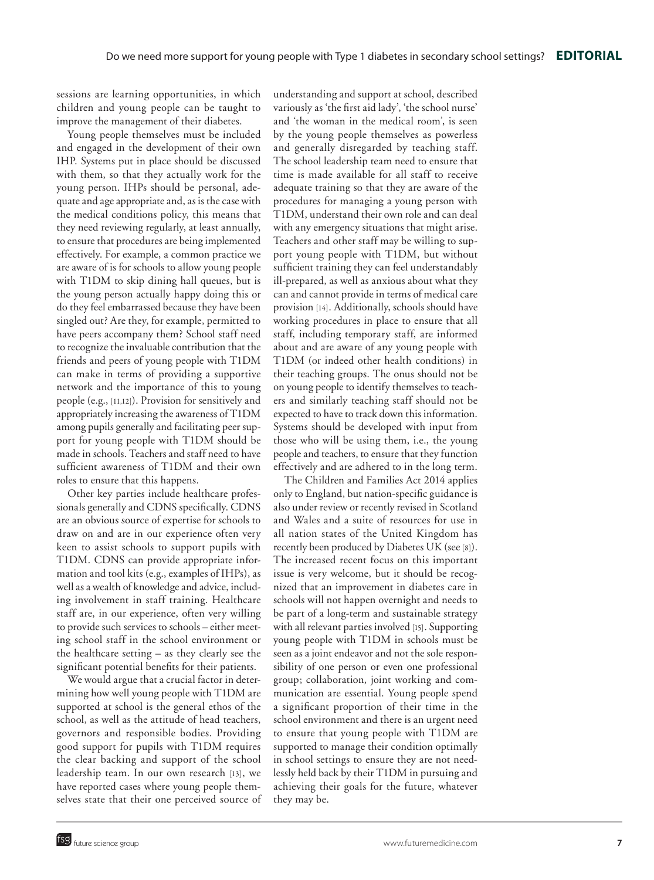sessions are learning opportunities, in which children and young people can be taught to improve the management of their diabetes.

Young people themselves must be included and engaged in the development of their own IHP. Systems put in place should be discussed with them, so that they actually work for the young person. IHPs should be personal, adequate and age appropriate and, as is the case with the medical conditions policy, this means that they need reviewing regularly, at least annually, to ensure that procedures are being implemented effectively. For example, a common practice we are aware of is for schools to allow young people with T1DM to skip dining hall queues, but is the young person actually happy doing this or do they feel embarrassed because they have been singled out? Are they, for example, permitted to have peers accompany them? School staff need to recognize the invaluable contribution that the friends and peers of young people with T1DM can make in terms of providing a supportive network and the importance of this to young people (e.g., [11,12]). Provision for sensitively and appropriately increasing the awareness of T1DM among pupils generally and facilitating peer support for young people with T1DM should be made in schools. Teachers and staff need to have sufficient awareness of T1DM and their own roles to ensure that this happens.

Other key parties include healthcare professionals generally and CDNS specifically. CDNS are an obvious source of expertise for schools to draw on and are in our experience often very keen to assist schools to support pupils with T1DM. CDNS can provide appropriate information and tool kits (e.g., examples of IHPs), as well as a wealth of knowledge and advice, including involvement in staff training. Healthcare staff are, in our experience, often very willing to provide such services to schools – either meeting school staff in the school environment or the healthcare setting – as they clearly see the significant potential benefits for their patients.

We would argue that a crucial factor in determining how well young people with T1DM are supported at school is the general ethos of the school, as well as the attitude of head teachers, governors and responsible bodies. Providing good support for pupils with T1DM requires the clear backing and support of the school leadership team. In our own research [13], we have reported cases where young people themselves state that their one perceived source of understanding and support at school, described variously as 'the first aid lady', 'the school nurse' and 'the woman in the medical room', is seen by the young people themselves as powerless and generally disregarded by teaching staff. The school leadership team need to ensure that time is made available for all staff to receive adequate training so that they are aware of the procedures for managing a young person with T1DM, understand their own role and can deal with any emergency situations that might arise. Teachers and other staff may be willing to support young people with T1DM, but without sufficient training they can feel understandably ill-prepared, as well as anxious about what they can and cannot provide in terms of medical care provision [14]. Additionally, schools should have working procedures in place to ensure that all staff, including temporary staff, are informed about and are aware of any young people with T1DM (or indeed other health conditions) in their teaching groups. The onus should not be on young people to identify themselves to teachers and similarly teaching staff should not be expected to have to track down this information. Systems should be developed with input from those who will be using them, i.e., the young people and teachers, to ensure that they function effectively and are adhered to in the long term.

The Children and Families Act 2014 applies only to England, but nation-specific guidance is also under review or recently revised in Scotland and Wales and a suite of resources for use in all nation states of the United Kingdom has recently been produced by Diabetes UK (see [8]). The increased recent focus on this important issue is very welcome, but it should be recognized that an improvement in diabetes care in schools will not happen overnight and needs to be part of a long-term and sustainable strategy with all relevant parties involved [15]. Supporting young people with T1DM in schools must be seen as a joint endeavor and not the sole responsibility of one person or even one professional group; collaboration, joint working and communication are essential. Young people spend a significant proportion of their time in the school environment and there is an urgent need to ensure that young people with T1DM are supported to manage their condition optimally in school settings to ensure they are not needlessly held back by their T1DM in pursuing and achieving their goals for the future, whatever they may be.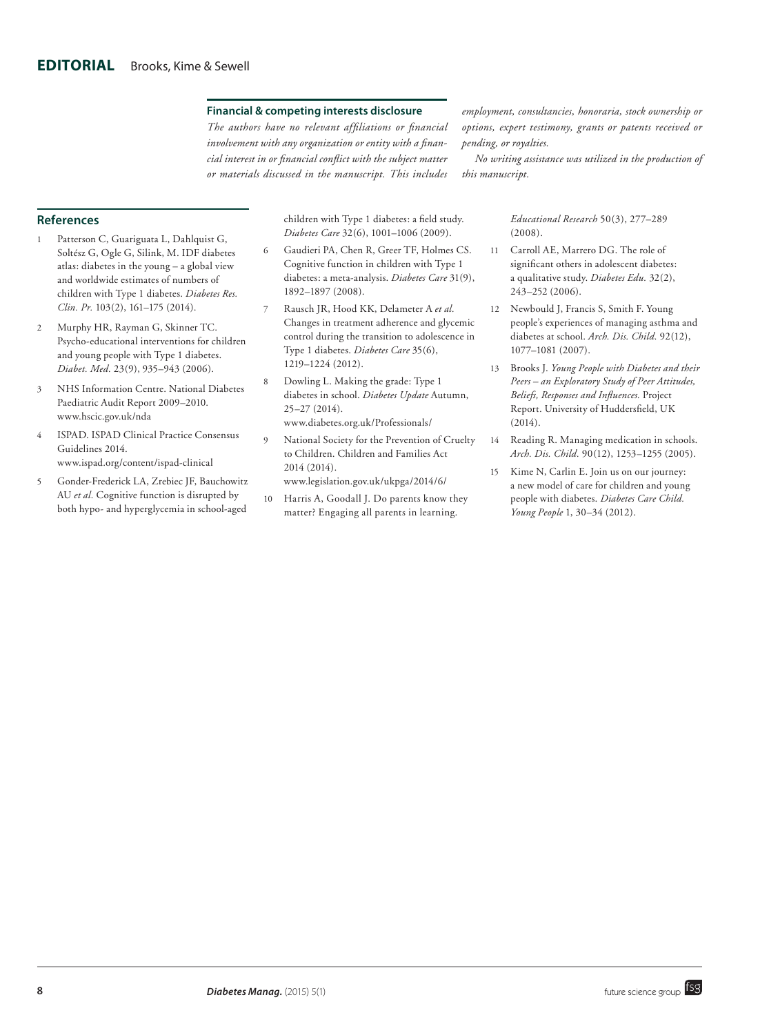## Financial & competing interests disclosure

*The authors have no relevant affiliations or financial involvement with any organization or entity with a financial interest in or financial conflict with the subject matter or materials discussed in the manuscript. This includes employment, consultancies, honoraria, stock ownership or options, expert testimony, grants or patents received or pending, or royalties.*

*No writing assistance was utilized in the production of this manuscript.*

## References

1. Patterson C, Guariguata L, Dahlquist G, Soltész G, Ogle G, Silink, M. IDF diabetes atlas: diabetes in the young – a global view and worldwide estimates of numbers of children with Type 1 diabetes. *Diabetes Res. Clin. Pr.* 103(2), 161–175 (2014).
2. Murphy HR, Rayman G, Skinner TC. Psycho-educational interventions for children and young people with Type 1 diabetes. *Diabet. Med.* 23(9), 935–943 (2006).
3. NHS Information Centre. National Diabetes Paediatric Audit Report 2009–2010. www.hscic.gov.uk/nda
4. ISPAD. ISPAD Clinical Practice Consensus Guidelines 2014. www.ispad.org/content/ispad-clinical
5. Gonder-Frederick LA, Zrebiec JF, Bauchowitz AU *et al.* Cognitive function is disrupted by both hypo- and hyperglycemia in school-aged children with Type 1 diabetes: a field study. *Diabetes Care* 32(6), 1001–1006 (2009).
6. Gaudieri PA, Chen R, Greer TF, Holmes CS. Cognitive function in children with Type 1 diabetes: a meta-analysis. *Diabetes Care* 31(9), 1892–1897 (2008).
7. Rausch JR, Hood KK, Delameter A *et al.* Changes in treatment adherence and glycemic control during the transition to adolescence in Type 1 diabetes. *Diabetes Care* 35(6), 1219–1224 (2012).
8. Dowling L. Making the grade: Type 1 diabetes in school. *Diabetes Update* Autumn, 25–27 (2014). www.diabetes.org.uk/Professionals/
9. National Society for the Prevention of Cruelty to Children. Children and Families Act 2014 (2014). www.legislation.gov.uk/ukpga/2014/6/
10. Harris A, Goodall J. Do parents know they matter? Engaging all parents in learning. *Educational Research* 50(3), 277–289 (2008).
11. Carroll AE, Marrero DG. The role of significant others in adolescent diabetes: a qualitative study. *Diabetes Edu.* 32(2), 243–252 (2006).
12. Newbould J, Francis S, Smith F. Young people's experiences of managing asthma and diabetes at school. *Arch. Dis. Child.* 92(12), 1077–1081 (2007).
13. Brooks J. *Young People with Diabetes and their Peers – an Exploratory Study of Peer Attitudes, Beliefs, Responses and Influences.* Project Report. University of Huddersfield, UK (2014).
14. Reading R. Managing medication in schools. *Arch. Dis. Child.* 90(12), 1253–1255 (2005).
15. Kime N, Carlin E. Join us on our journey: a new model of care for children and young people with diabetes. *Diabetes Care Child. Young People* 1, 30–34 (2012).